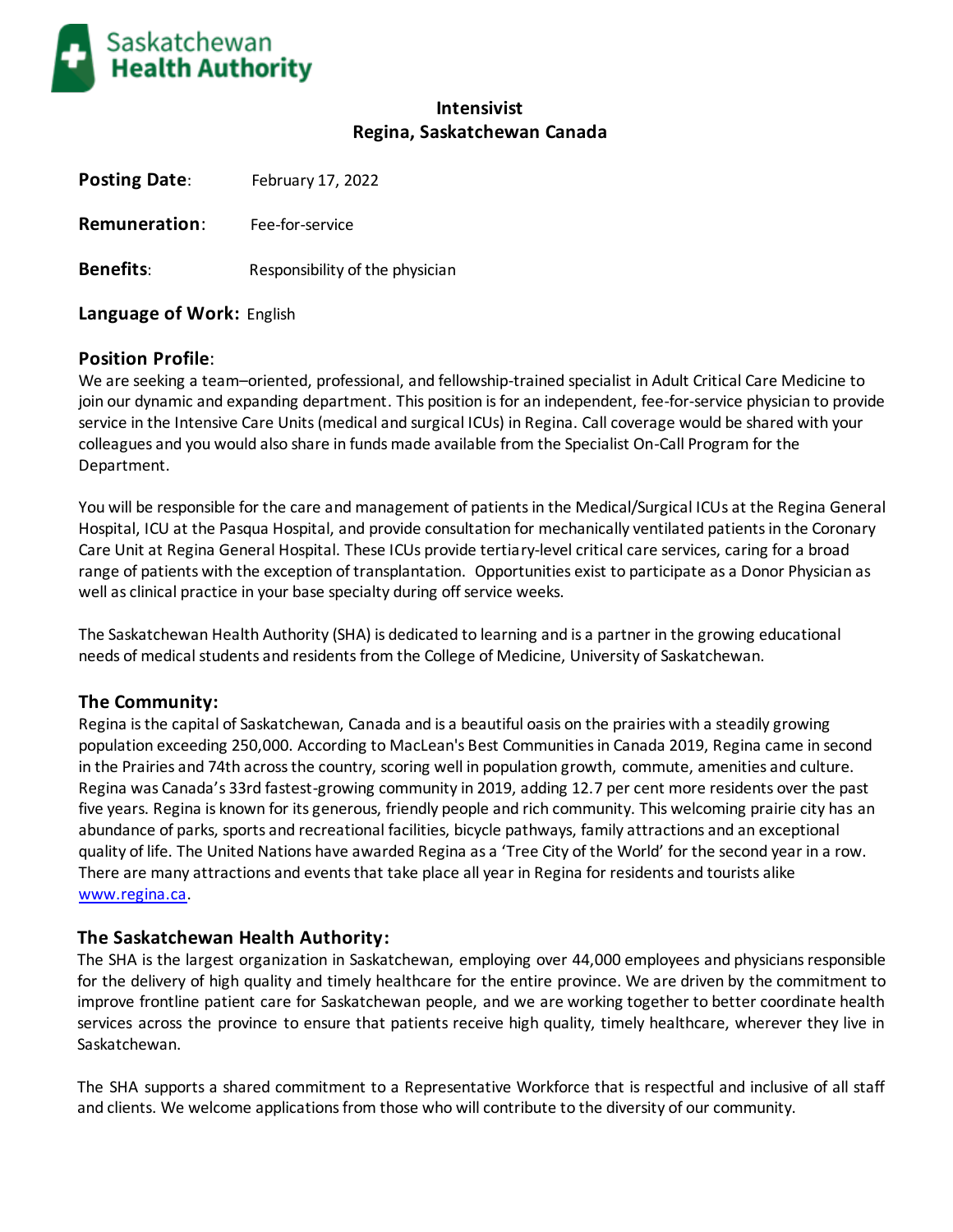Saskatchewan Health Authority

# Intensivist
## Regina, Saskatchewan Canada

**Posting Date**: February 17, 2022

**Remuneration**: Fee-for-service

**Benefits**: Responsibility of the physician

**Language of Work:** English

### Position Profile:

We are seeking a team–oriented, professional, and fellowship-trained specialist in Adult Critical Care Medicine to join our dynamic and expanding department. This position is for an independent, fee-for-service physician to provide service in the Intensive Care Units (medical and surgical ICUs) in Regina. Call coverage would be shared with your colleagues and you would also share in funds made available from the Specialist On-Call Program for the Department.

You will be responsible for the care and management of patients in the Medical/Surgical ICUs at the Regina General Hospital, ICU at the Pasqua Hospital, and provide consultation for mechanically ventilated patients in the Coronary Care Unit at Regina General Hospital. These ICUs provide tertiary-level critical care services, caring for a broad range of patients with the exception of transplantation. Opportunities exist to participate as a Donor Physician as well as clinical practice in your base specialty during off service weeks.

The Saskatchewan Health Authority (SHA) is dedicated to learning and is a partner in the growing educational needs of medical students and residents from the College of Medicine, University of Saskatchewan.

### The Community:

Regina is the capital of Saskatchewan, Canada and is a beautiful oasis on the prairies with a steadily growing population exceeding 250,000. According to MacLean's Best Communities in Canada 2019, Regina came in second in the Prairies and 74th across the country, scoring well in population growth, commute, amenities and culture. Regina was Canada's 33rd fastest-growing community in 2019, adding 12.7 per cent more residents over the past five years. Regina is known for its generous, friendly people and rich community. This welcoming prairie city has an abundance of parks, sports and recreational facilities, bicycle pathways, family attractions and an exceptional quality of life. The United Nations have awarded Regina as a 'Tree City of the World' for the second year in a row. There are many attractions and events that take place all year in Regina for residents and tourists alike [www.regina.ca](http://www.regina.ca).

### The Saskatchewan Health Authority:

The SHA is the largest organization in Saskatchewan, employing over 44,000 employees and physicians responsible for the delivery of high quality and timely healthcare for the entire province. We are driven by the commitment to improve frontline patient care for Saskatchewan people, and we are working together to better coordinate health services across the province to ensure that patients receive high quality, timely healthcare, wherever they live in Saskatchewan.

The SHA supports a shared commitment to a Representative Workforce that is respectful and inclusive of all staff and clients. We welcome applications from those who will contribute to the diversity of our community.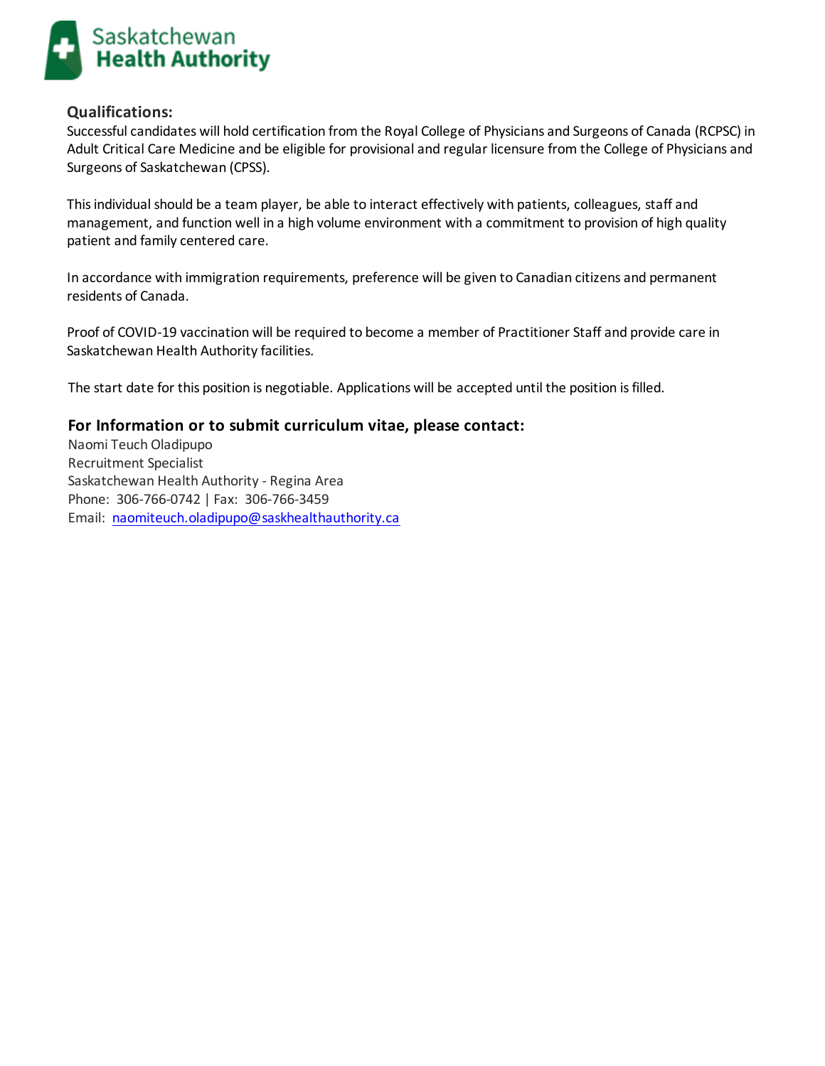Saskatchewan Health Authority

## Qualifications:

Successful candidates will hold certification from the Royal College of Physicians and Surgeons of Canada (RCPSC) in Adult Critical Care Medicine and be eligible for provisional and regular licensure from the College of Physicians and Surgeons of Saskatchewan (CPSS).

This individual should be a team player, be able to interact effectively with patients, colleagues, staff and management, and function well in a high volume environment with a commitment to provision of high quality patient and family centered care.

In accordance with immigration requirements, preference will be given to Canadian citizens and permanent residents of Canada.

Proof of COVID-19 vaccination will be required to become a member of Practitioner Staff and provide care in Saskatchewan Health Authority facilities.

The start date for this position is negotiable. Applications will be accepted until the position is filled.

### For Information or to submit curriculum vitae, please contact:

Naomi Teuch Oladipupo
Recruitment Specialist
Saskatchewan Health Authority - Regina Area
Phone: 306-766-0742 | Fax: 306-766-3459
Email: naomiteuch.oladipupo@saskhealthauthority.ca